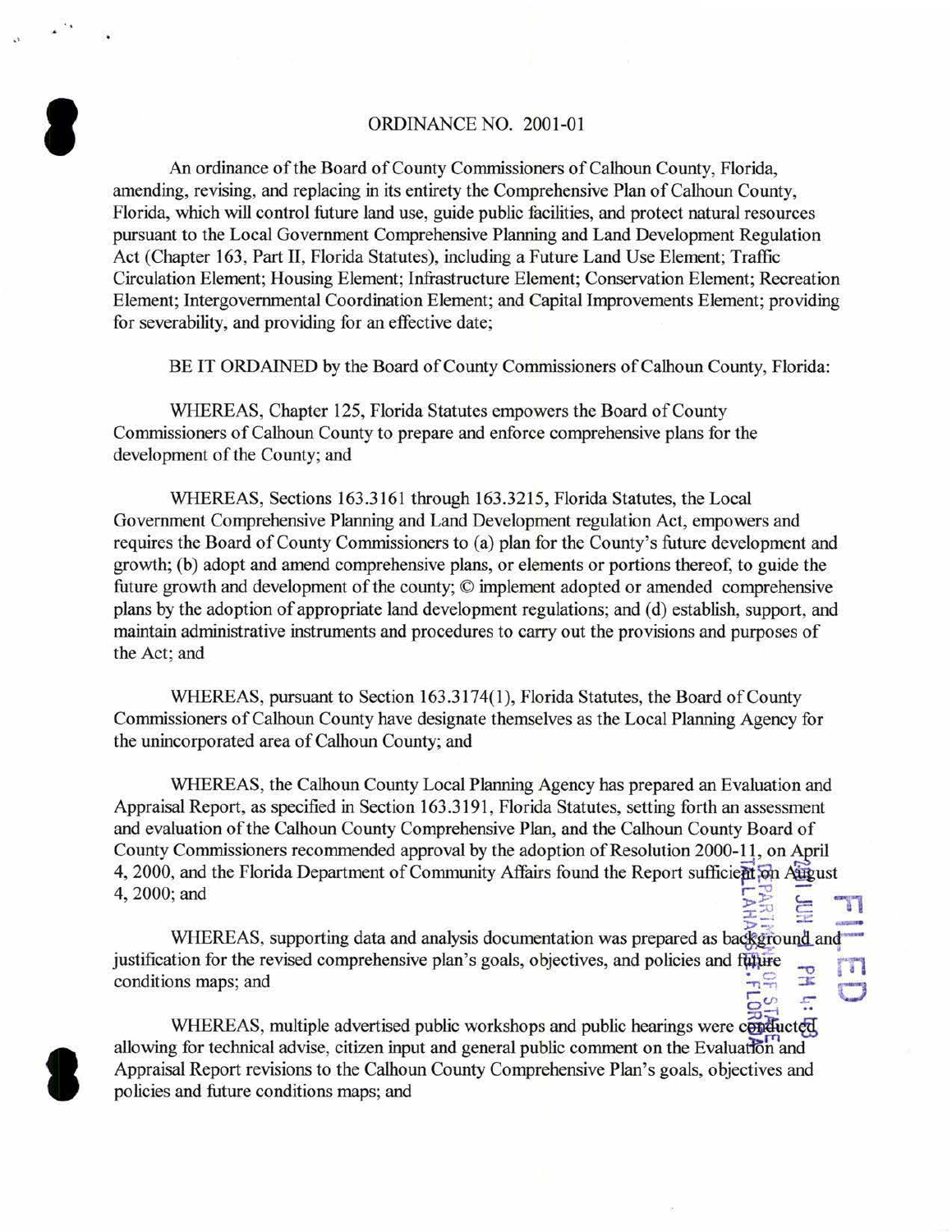ORDINANCE NO. 2001-01

An ordinance of the Board of County Commissioners of Calhoun County, Florida, amending, revising, and replacing in its entirety the Comprehensive Plan of Calhoun County, Florida, which will control future land use, guide public facilities, and protect natural resources pursuant to the Local Government Comprehensive Planning and Land Development Regulation Act (Chapter 163, Part II, Florida Statutes), including a Future Land Use Element; Traffic Circulation Element; Housing Element; Infrastructure Element; Conservation Element; Recreation Element; Intergovernmental Coordination Element; and Capital Improvements Element; providing for severability, and providing for an effective date;

BE IT ORDAINED by the Board of County Commissioners of Calhoun County, Florida:

WHEREAS, Chapter 125, Florida Statutes empowers the Board of County Commissioners of Calhoun County to prepare and enforce comprehensive plans for the development of the County; and

WHEREAS, Sections 163.3161 through 163.3215, Florida Statutes, the Local Government Comprehensive Planning and Land Development regulation Act, empowers and requires the Board of County Commissioners to (a) plan for the County's future development and growth; (b) adopt and amend comprehensive plans, or elements or portions thereof, to guide the future growth and development of the county; © implement adopted or amended comprehensive plans by the adoption of appropriate land development regulations; and (d) establish, support, and maintain administrative instruments and procedures to carry out the provisions and purposes of the Act; and

WHEREAS, pursuant to Section 163.3174(1), Florida Statutes, the Board of County Commissioners of Calhoun County have designate themselves as the Local Planning Agency for the unincorporated area of Calhoun County; and

WHEREAS, the Calhoun County Local Planning Agency has prepared an Evaluation and Appraisal Report, as specified in Section 163.3191, Florida Statutes, setting forth an assessment and evaluation of the Calhoun County Comprehensive Plan, and the Calhoun County Board of County Commissioners recommended approval by the adoption of Resolution 2000-11, on April 4, 2000, and the Florida Department of Community Affairs found the Report sufficient on August 4, 2000; and

WHEREAS, supporting data and analysis documentation was prepared as background and justification for the revised comprehensive plan's goals, objectives, and policies and future conditions maps; and

WHEREAS, multiple advertised public workshops and public hearings were conducted allowing for technical advise, citizen input and general public comment on the Evaluation and Appraisal Report revisions to the Calhoun County Comprehensive Plan's goals, objectives and policies and future conditions maps; and

FILED
2001 JUN -1 PM 4:13
DEPARTMENT OF STATE
TALLAHASSEE, FLORIDA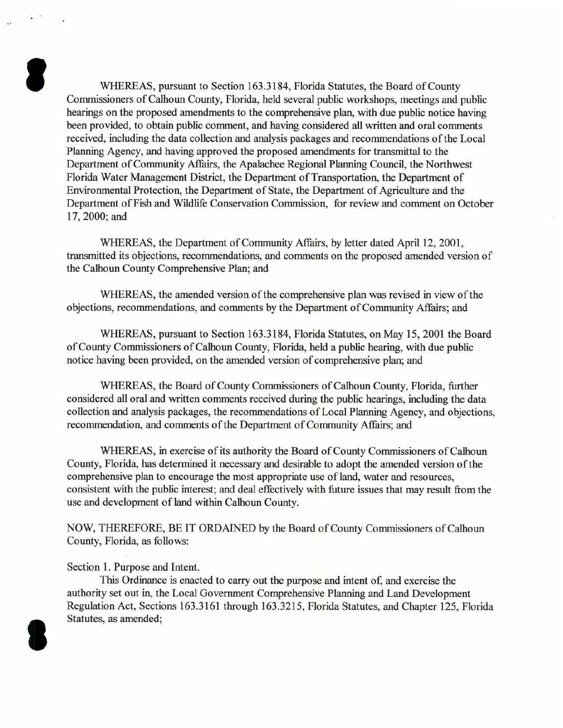WHEREAS, pursuant to Section 163.3184, Florida Statutes, the Board of County Commissioners of Calhoun County, Florida, held several public workshops, meetings and public hearings on the proposed amendments to the comprehensive plan, with due public notice having been provided, to obtain public comment, and having considered all written and oral comments received, including the data collection and analysis packages and recommendations of the Local Planning Agency, and having approved the proposed amendments for transmittal to the Department of Community Affairs, the Apalachee Regional Planning Council, the Northwest Florida Water Management District, the Department of Transportation, the Department of Environmental Protection, the Department of State, the Department of Agriculture and the Department of Fish and Wildlife Conservation Commission, for review and comment on October 17, 2000; and

WHEREAS, the Department of Community Affairs, by letter dated April 12, 2001, transmitted its objections, recommendations, and comments on the proposed amended version of the Calhoun County Comprehensive Plan; and

WHEREAS, the amended version of the comprehensive plan was revised in view of the objections, recommendations, and comments by the Department of Community Affairs; and

WHEREAS, pursuant to Section 163.3184, Florida Statutes, on May 15, 2001 the Board of County Commissioners of Calhoun County, Florida, held a public hearing, with due public notice having been provided, on the amended version of comprehensive plan; and

WHEREAS, the Board of County Commissioners of Calhoun County, Florida, further considered all oral and written comments received during the public hearings, including the data collection and analysis packages, the recommendations of Local Planning Agency, and objections, recommendation, and comments of the Department of Community Affairs; and

WHEREAS, in exercise of its authority the Board of County Commissioners of Calhoun County, Florida, has determined it necessary and desirable to adopt the amended version of the comprehensive plan to encourage the most appropriate use of land, water and resources, consistent with the public interest; and deal effectively with future issues that may result from the use and development of land within Calhoun County.

NOW, THEREFORE, BE IT ORDAINED by the Board of County Commissioners of Calhoun County, Florida, as follows:

Section 1. Purpose and Intent.

This Ordinance is enacted to carry out the purpose and intent of, and exercise the authority set out in, the Local Government Comprehensive Planning and Land Development Regulation Act, Sections 163.3161 through 163.3215, Florida Statutes, and Chapter 125, Florida Statutes, as amended;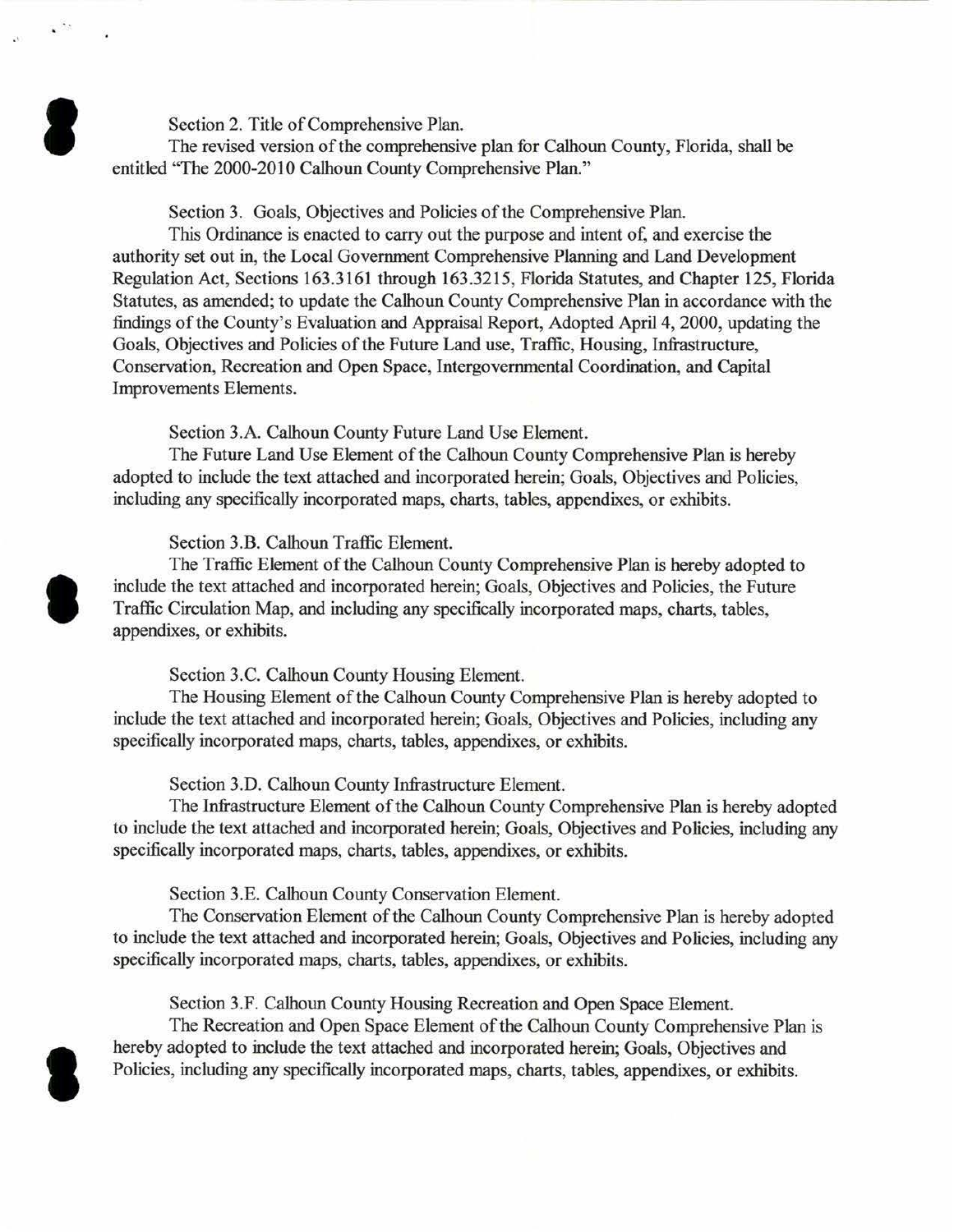Section 2. Title of Comprehensive Plan.

The revised version of the comprehensive plan for Calhoun County, Florida, shall be entitled "The 2000-2010 Calhoun County Comprehensive Plan."

Section 3. Goals, Objectives and Policies of the Comprehensive Plan.

This Ordinance is enacted to carry out the purpose and intent of, and exercise the authority set out in, the Local Government Comprehensive Planning and Land Development Regulation Act, Sections 163.3161 through 163.3215, Florida Statutes, and Chapter 125, Florida Statutes, as amended; to update the Calhoun County Comprehensive Plan in accordance with the findings of the County's Evaluation and Appraisal Report, Adopted April 4, 2000, updating the Goals, Objectives and Policies of the Future Land use, Traffic, Housing, Infrastructure, Conservation, Recreation and Open Space, Intergovernmental Coordination, and Capital Improvements Elements.

Section 3.A. Calhoun County Future Land Use Element.

The Future Land Use Element of the Calhoun County Comprehensive Plan is hereby adopted to include the text attached and incorporated herein; Goals, Objectives and Policies, including any specifically incorporated maps, charts, tables, appendixes, or exhibits.

Section 3.B. Calhoun Traffic Element.

The Traffic Element of the Calhoun County Comprehensive Plan is hereby adopted to include the text attached and incorporated herein; Goals, Objectives and Policies, the Future Traffic Circulation Map, and including any specifically incorporated maps, charts, tables, appendixes, or exhibits.

Section 3.C. Calhoun County Housing Element.

The Housing Element of the Calhoun County Comprehensive Plan is hereby adopted to include the text attached and incorporated herein; Goals, Objectives and Policies, including any specifically incorporated maps, charts, tables, appendixes, or exhibits.

Section 3.D. Calhoun County Infrastructure Element.

The Infrastructure Element of the Calhoun County Comprehensive Plan is hereby adopted to include the text attached and incorporated herein; Goals, Objectives and Policies, including any specifically incorporated maps, charts, tables, appendixes, or exhibits.

Section 3.E. Calhoun County Conservation Element.

The Conservation Element of the Calhoun County Comprehensive Plan is hereby adopted to include the text attached and incorporated herein; Goals, Objectives and Policies, including any specifically incorporated maps, charts, tables, appendixes, or exhibits.

Section 3.F. Calhoun County Housing Recreation and Open Space Element.

The Recreation and Open Space Element of the Calhoun County Comprehensive Plan is hereby adopted to include the text attached and incorporated herein; Goals, Objectives and Policies, including any specifically incorporated maps, charts, tables, appendixes, or exhibits.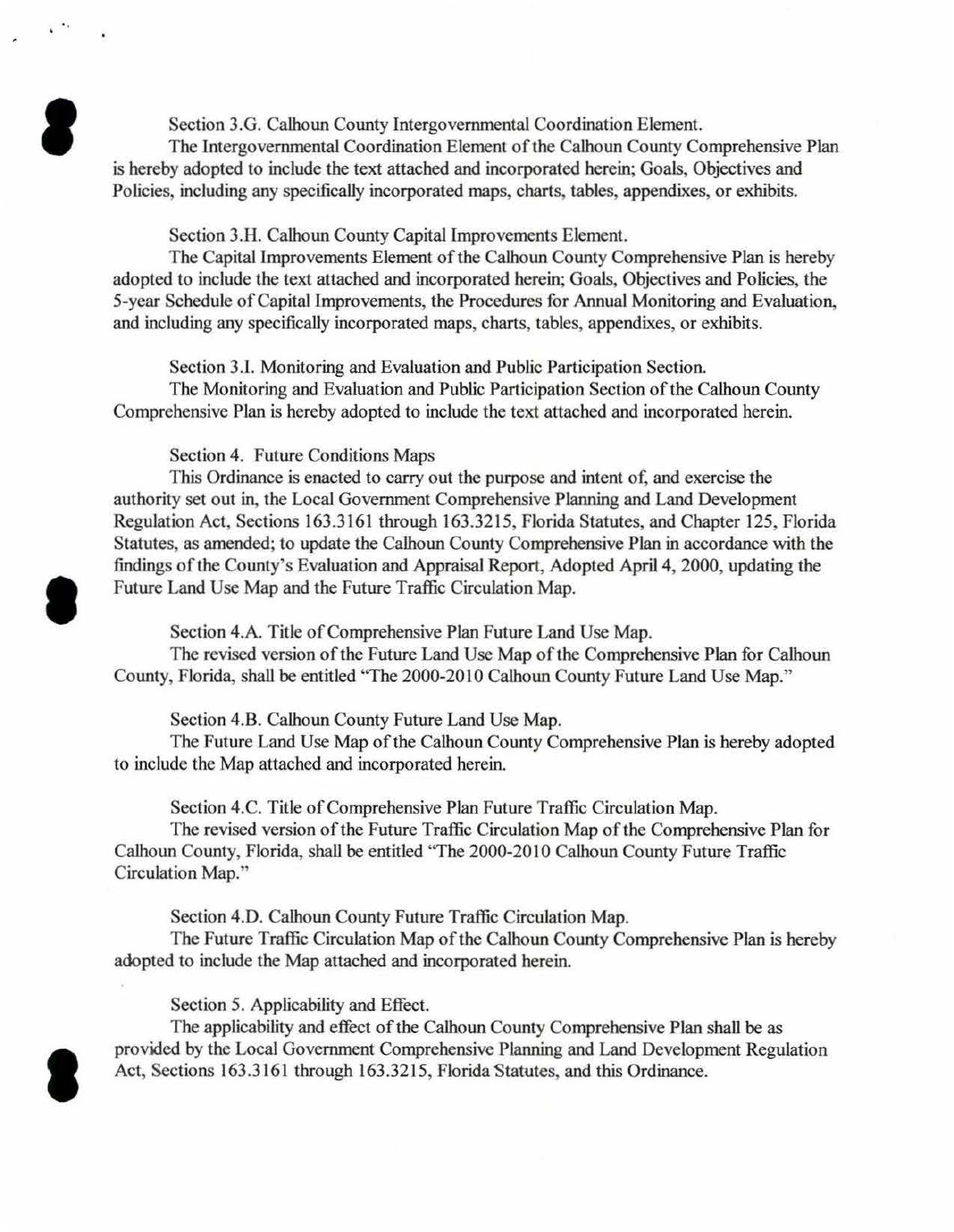Section 3.G. Calhoun County Intergovernmental Coordination Element.

The Intergovernmental Coordination Element of the Calhoun County Comprehensive Plan is hereby adopted to include the text attached and incorporated herein; Goals, Objectives and Policies, including any specifically incorporated maps, charts, tables, appendixes, or exhibits.

Section 3.H. Calhoun County Capital Improvements Element.

The Capital Improvements Element of the Calhoun County Comprehensive Plan is hereby adopted to include the text attached and incorporated herein; Goals, Objectives and Policies, the 5-year Schedule of Capital Improvements, the Procedures for Annual Monitoring and Evaluation, and including any specifically incorporated maps, charts, tables, appendixes, or exhibits.

Section 3.I. Monitoring and Evaluation and Public Participation Section.

The Monitoring and Evaluation and Public Participation Section of the Calhoun County Comprehensive Plan is hereby adopted to include the text attached and incorporated herein.

Section 4. Future Conditions Maps

This Ordinance is enacted to carry out the purpose and intent of, and exercise the authority set out in, the Local Government Comprehensive Planning and Land Development Regulation Act, Sections 163.3161 through 163.3215, Florida Statutes, and Chapter 125, Florida Statutes, as amended; to update the Calhoun County Comprehensive Plan in accordance with the findings of the County's Evaluation and Appraisal Report, Adopted April 4, 2000, updating the Future Land Use Map and the Future Traffic Circulation Map.

Section 4.A. Title of Comprehensive Plan Future Land Use Map.

The revised version of the Future Land Use Map of the Comprehensive Plan for Calhoun County, Florida, shall be entitled "The 2000-2010 Calhoun County Future Land Use Map."

Section 4.B. Calhoun County Future Land Use Map.

The Future Land Use Map of the Calhoun County Comprehensive Plan is hereby adopted to include the Map attached and incorporated herein.

Section 4.C. Title of Comprehensive Plan Future Traffic Circulation Map.

The revised version of the Future Traffic Circulation Map of the Comprehensive Plan for Calhoun County, Florida, shall be entitled "The 2000-2010 Calhoun County Future Traffic Circulation Map."

Section 4.D. Calhoun County Future Traffic Circulation Map.

The Future Traffic Circulation Map of the Calhoun County Comprehensive Plan is hereby adopted to include the Map attached and incorporated herein.

Section 5. Applicability and Effect.

The applicability and effect of the Calhoun County Comprehensive Plan shall be as provided by the Local Government Comprehensive Planning and Land Development Regulation Act, Sections 163.3161 through 163.3215, Florida Statutes, and this Ordinance.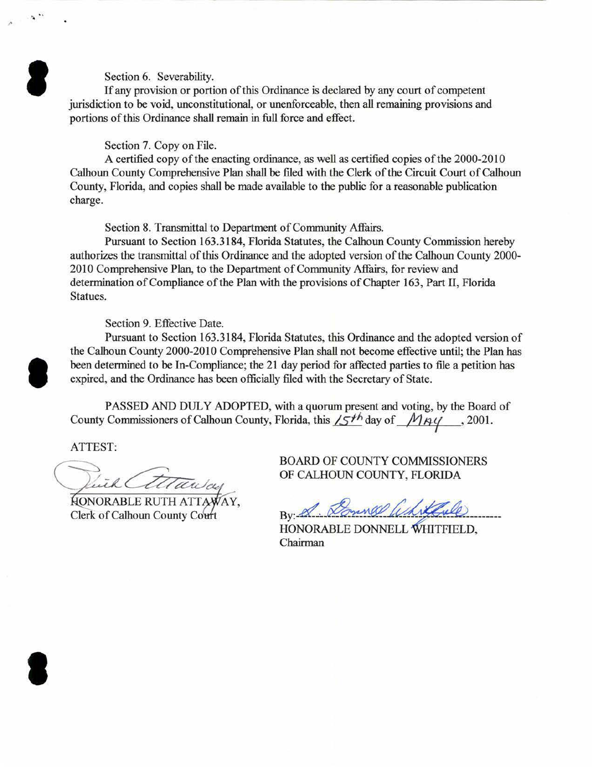Section 6. Severability.

If any provision or portion of this Ordinance is declared by any court of competent jurisdiction to be void, unconstitutional, or unenforceable, then all remaining provisions and portions of this Ordinance shall remain in full force and effect.

Section 7. Copy on File.

A certified copy of the enacting ordinance, as well as certified copies of the 2000-2010 Calhoun County Comprehensive Plan shall be filed with the Clerk of the Circuit Court of Calhoun County, Florida, and copies shall be made available to the public for a reasonable publication charge.

Section 8. Transmittal to Department of Community Affairs.

Pursuant to Section 163.3184, Florida Statutes, the Calhoun County Commission hereby authorizes the transmittal of this Ordinance and the adopted version of the Calhoun County 2000-2010 Comprehensive Plan, to the Department of Community Affairs, for review and determination of Compliance of the Plan with the provisions of Chapter 163, Part II, Florida Statues.

Section 9. Effective Date.

Pursuant to Section 163.3184, Florida Statutes, this Ordinance and the adopted version of the Calhoun County 2000-2010 Comprehensive Plan shall not become effective until; the Plan has been determined to be In-Compliance; the 21 day period for affected parties to file a petition has expired, and the Ordinance has been officially filed with the Secretary of State.

PASSED AND DULY ADOPTED, with a quorum present and voting, by the Board of County Commissioners of Calhoun County, Florida, this 15th day of May, 2001.

ATTEST:

Ruth Attaway

HONORABLE RUTH ATTAWAY,
Clerk of Calhoun County Court

BOARD OF COUNTY COMMISSIONERS
OF CALHOUN COUNTY, FLORIDA

By: D. Donnell Whitfield

HONORABLE DONNELL WHITFIELD,
Chairman